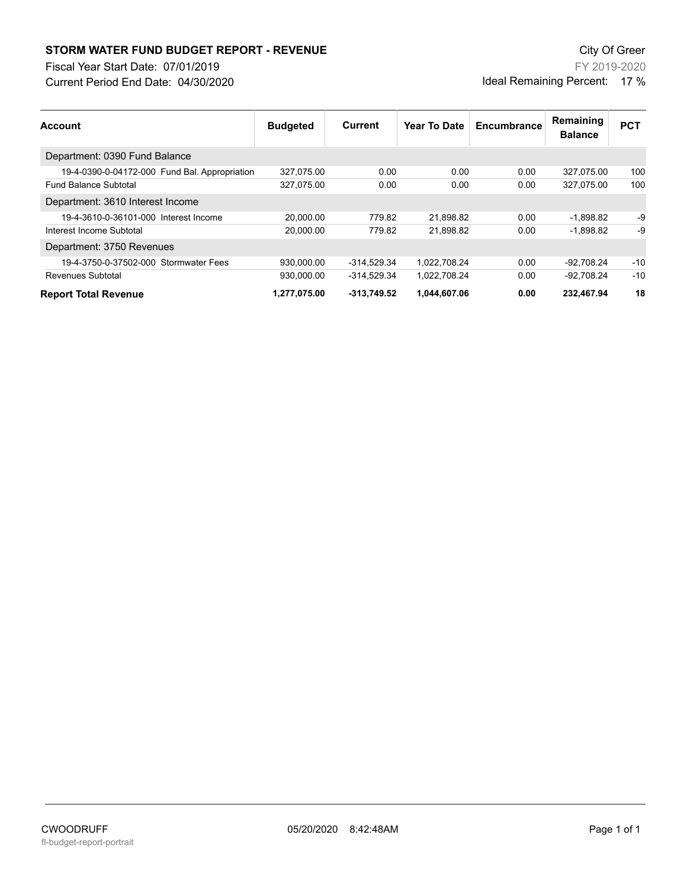# STORM WATER FUND BUDGET REPORT - REVENUE

City Of Greer

Fiscal Year Start Date: 07/01/2019

FY 2019-2020

Current Period End Date: 04/30/2020

Ideal Remaining Percent: 17 %

| Account | Budgeted | Current | Year To Date | Encumbrance | Remaining Balance | PCT |
|---|---|---|---|---|---|---|
| Department: 0390 Fund Balance | | | | | | |
| 19-4-0390-0-04172-000 Fund Bal. Appropriation | 327,075.00 | 0.00 | 0.00 | 0.00 | 327,075.00 | 100 |
| Fund Balance Subtotal | 327,075.00 | 0.00 | 0.00 | 0.00 | 327,075.00 | 100 |
| Department: 3610 Interest Income | | | | | | |
| 19-4-3610-0-36101-000 Interest Income | 20,000.00 | 779.82 | 21,898.82 | 0.00 | -1,898.82 | -9 |
| Interest Income Subtotal | 20,000.00 | 779.82 | 21,898.82 | 0.00 | -1,898.82 | -9 |
| Department: 3750 Revenues | | | | | | |
| 19-4-3750-0-37502-000 Stormwater Fees | 930,000.00 | -314,529.34 | 1,022,708.24 | 0.00 | -92,708.24 | -10 |
| Revenues Subtotal | 930,000.00 | -314,529.34 | 1,022,708.24 | 0.00 | -92,708.24 | -10 |
| **Report Total Revenue** | **1,277,075.00** | **-313,749.52** | **1,044,607.06** | **0.00** | **232,467.94** | **18** |

CWOODRUFF 05/20/2020 8:42:48AM

fl-budget-report-portrait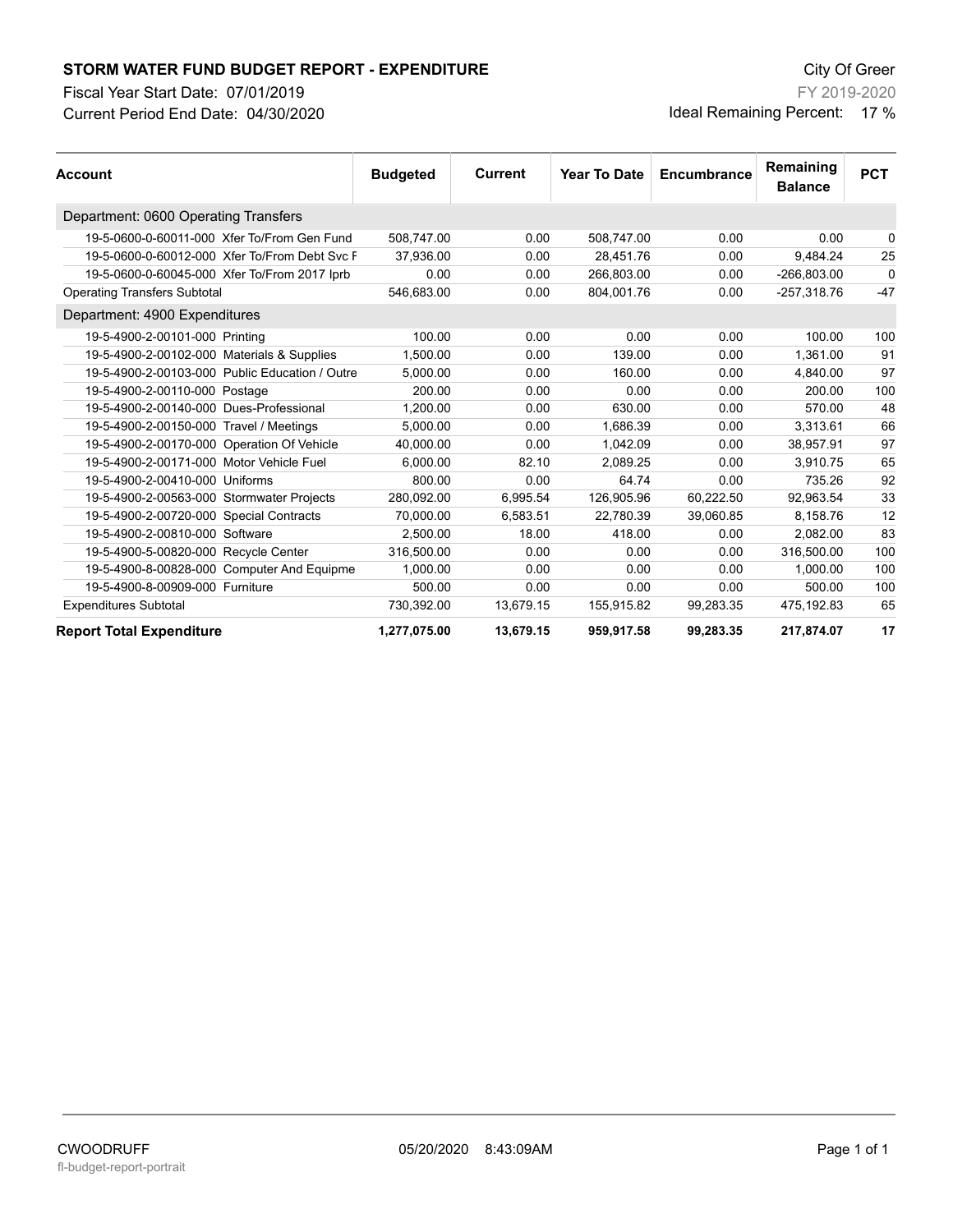# STORM WATER FUND BUDGET REPORT - EXPENDITURE

City Of Greer

Fiscal Year Start Date: 07/01/2019

FY 2019-2020

Current Period End Date: 04/30/2020

Ideal Remaining Percent: 17 %

| Account | Budgeted | Current | Year To Date | Encumbrance | Remaining Balance | PCT |
|---|---|---|---|---|---|---|
| Department: 0600 Operating Transfers | | | | | | |
| 19-5-0600-0-60011-000 Xfer To/From Gen Fund | 508,747.00 | 0.00 | 508,747.00 | 0.00 | 0.00 | 0 |
| 19-5-0600-0-60012-000 Xfer To/From Debt Svc F | 37,936.00 | 0.00 | 28,451.76 | 0.00 | 9,484.24 | 25 |
| 19-5-0600-0-60045-000 Xfer To/From 2017 Iprb | 0.00 | 0.00 | 266,803.00 | 0.00 | -266,803.00 | 0 |
| Operating Transfers Subtotal | 546,683.00 | 0.00 | 804,001.76 | 0.00 | -257,318.76 | -47 |
| Department: 4900 Expenditures | | | | | | |
| 19-5-4900-2-00101-000 Printing | 100.00 | 0.00 | 0.00 | 0.00 | 100.00 | 100 |
| 19-5-4900-2-00102-000 Materials & Supplies | 1,500.00 | 0.00 | 139.00 | 0.00 | 1,361.00 | 91 |
| 19-5-4900-2-00103-000 Public Education / Outre | 5,000.00 | 0.00 | 160.00 | 0.00 | 4,840.00 | 97 |
| 19-5-4900-2-00110-000 Postage | 200.00 | 0.00 | 0.00 | 0.00 | 200.00 | 100 |
| 19-5-4900-2-00140-000 Dues-Professional | 1,200.00 | 0.00 | 630.00 | 0.00 | 570.00 | 48 |
| 19-5-4900-2-00150-000 Travel / Meetings | 5,000.00 | 0.00 | 1,686.39 | 0.00 | 3,313.61 | 66 |
| 19-5-4900-2-00170-000 Operation Of Vehicle | 40,000.00 | 0.00 | 1,042.09 | 0.00 | 38,957.91 | 97 |
| 19-5-4900-2-00171-000 Motor Vehicle Fuel | 6,000.00 | 82.10 | 2,089.25 | 0.00 | 3,910.75 | 65 |
| 19-5-4900-2-00410-000 Uniforms | 800.00 | 0.00 | 64.74 | 0.00 | 735.26 | 92 |
| 19-5-4900-2-00563-000 Stormwater Projects | 280,092.00 | 6,995.54 | 126,905.96 | 60,222.50 | 92,963.54 | 33 |
| 19-5-4900-2-00720-000 Special Contracts | 70,000.00 | 6,583.51 | 22,780.39 | 39,060.85 | 8,158.76 | 12 |
| 19-5-4900-2-00810-000 Software | 2,500.00 | 18.00 | 418.00 | 0.00 | 2,082.00 | 83 |
| 19-5-4900-5-00820-000 Recycle Center | 316,500.00 | 0.00 | 0.00 | 0.00 | 316,500.00 | 100 |
| 19-5-4900-8-00828-000 Computer And Equipme | 1,000.00 | 0.00 | 0.00 | 0.00 | 1,000.00 | 100 |
| 19-5-4900-8-00909-000 Furniture | 500.00 | 0.00 | 0.00 | 0.00 | 500.00 | 100 |
| Expenditures Subtotal | 730,392.00 | 13,679.15 | 155,915.82 | 99,283.35 | 475,192.83 | 65 |
| **Report Total Expenditure** | **1,277,075.00** | **13,679.15** | **959,917.58** | **99,283.35** | **217,874.07** | **17** |

CWOODRUFF 05/20/2020 8:43:09AM

fl-budget-report-portrait